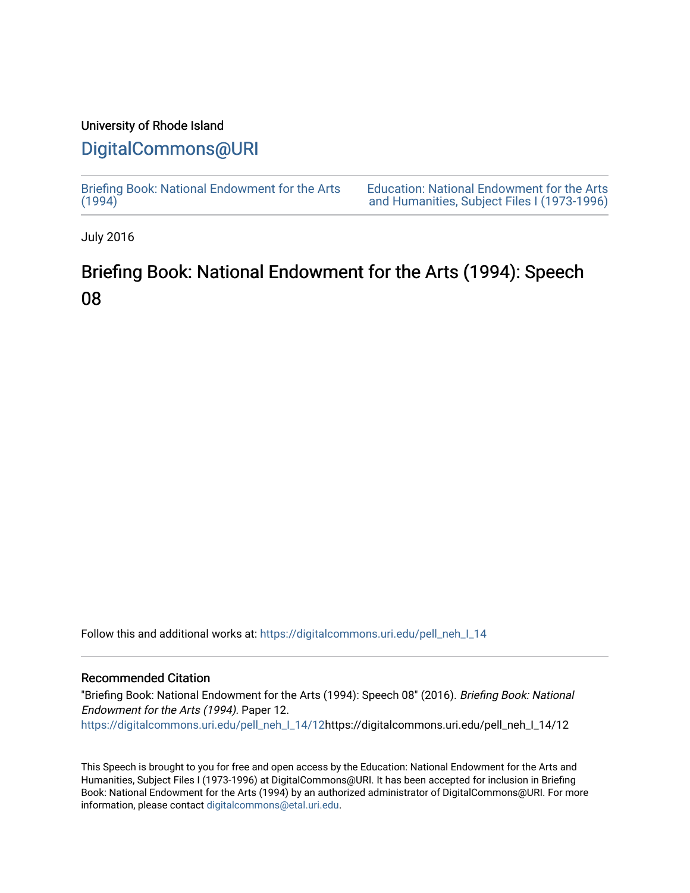University of Rhode Island

# DigitalCommons@URI

Briefing Book: National Endowment for the Arts (1994)

Education: National Endowment for the Arts and Humanities, Subject Files I (1973-1996)

July 2016

## Briefing Book: National Endowment for the Arts (1994): Speech 08

Follow this and additional works at: https://digitalcommons.uri.edu/pell_neh_I_14

### Recommended Citation

"Briefing Book: National Endowment for the Arts (1994): Speech 08" (2016). *Briefing Book: National Endowment for the Arts (1994).* Paper 12.
https://digitalcommons.uri.edu/pell_neh_I_14/12https://digitalcommons.uri.edu/pell_neh_I_14/12

This Speech is brought to you for free and open access by the Education: National Endowment for the Arts and Humanities, Subject Files I (1973-1996) at DigitalCommons@URI. It has been accepted for inclusion in Briefing Book: National Endowment for the Arts (1994) by an authorized administrator of DigitalCommons@URI. For more information, please contact digitalcommons@etal.uri.edu.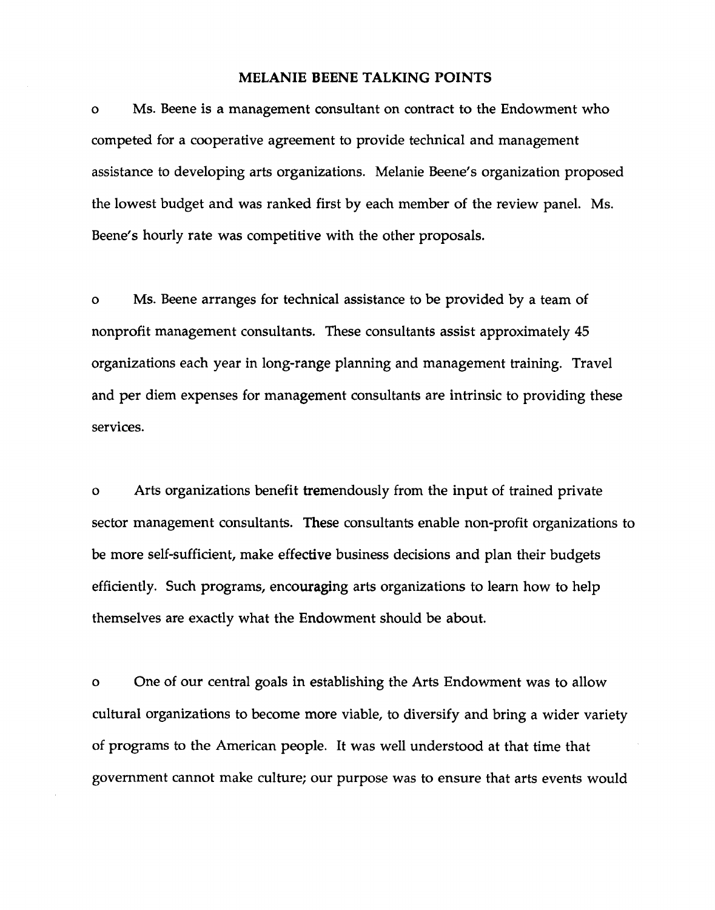# MELANIE BEENE TALKING POINTS

- Ms. Beene is a management consultant on contract to the Endowment who competed for a cooperative agreement to provide technical and management assistance to developing arts organizations. Melanie Beene's organization proposed the lowest budget and was ranked first by each member of the review panel. Ms. Beene's hourly rate was competitive with the other proposals.

- Ms. Beene arranges for technical assistance to be provided by a team of nonprofit management consultants. These consultants assist approximately 45 organizations each year in long-range planning and management training. Travel and per diem expenses for management consultants are intrinsic to providing these services.

- Arts organizations benefit tremendously from the input of trained private sector management consultants. These consultants enable non-profit organizations to be more self-sufficient, make effective business decisions and plan their budgets efficiently. Such programs, encouraging arts organizations to learn how to help themselves are exactly what the Endowment should be about.

- One of our central goals in establishing the Arts Endowment was to allow cultural organizations to become more viable, to diversify and bring a wider variety of programs to the American people. It was well understood at that time that government cannot make culture; our purpose was to ensure that arts events would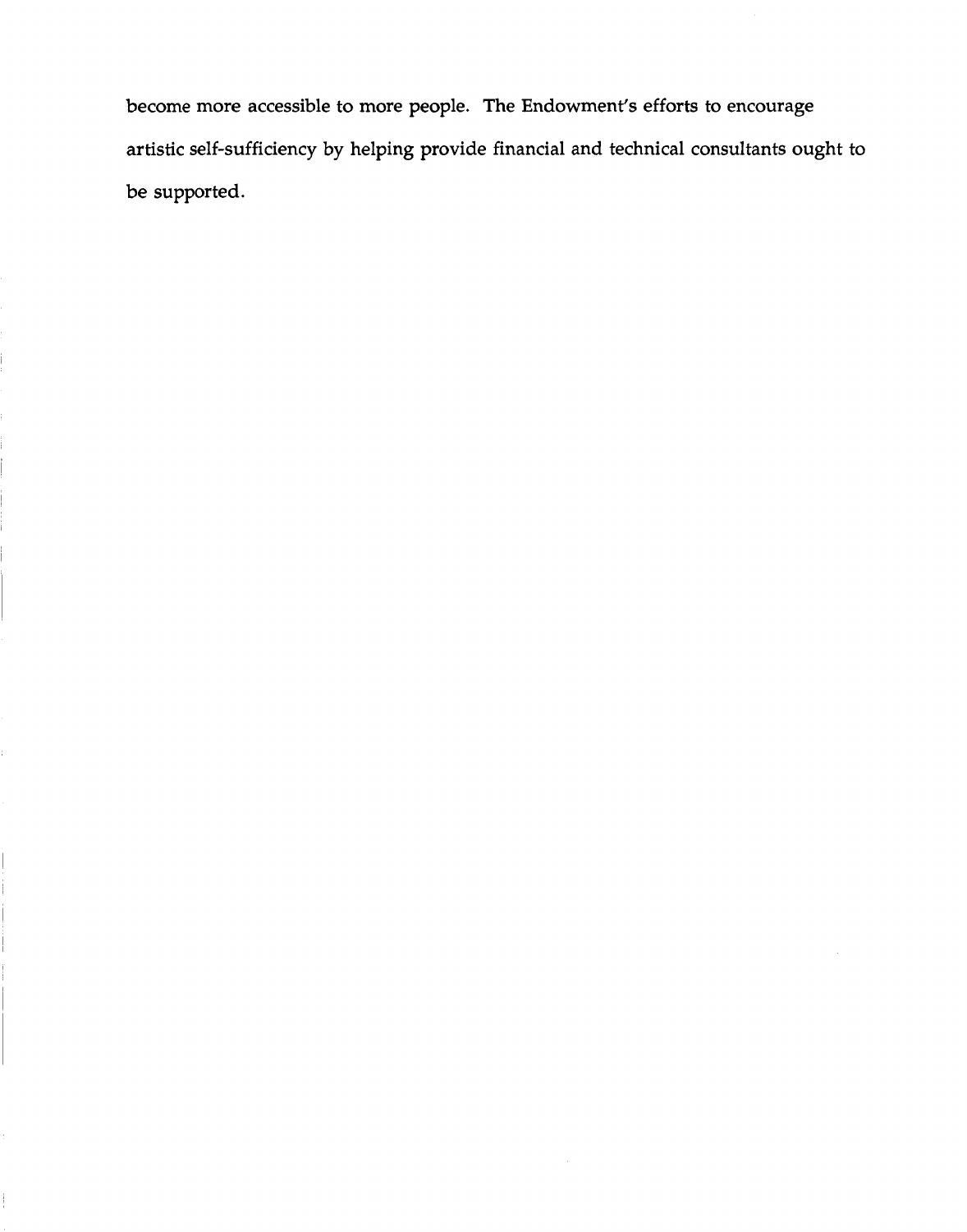become more accessible to more people. The Endowment's efforts to encourage artistic self-sufficiency by helping provide financial and technical consultants ought to be supported.